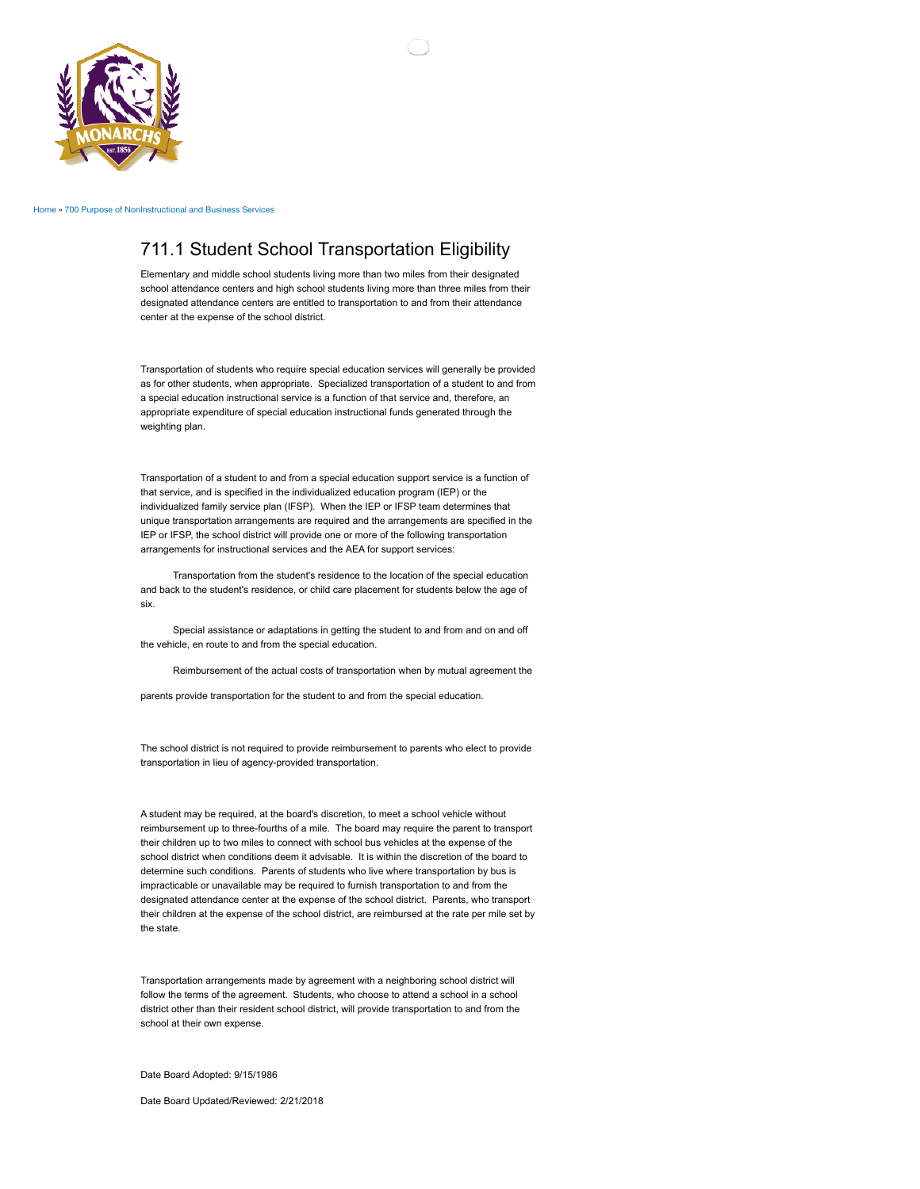Home » 700 Purpose of NonInstructional and Business Services

# 711.1 Student School Transportation Eligibility

Elementary and middle school students living more than two miles from their designated school attendance centers and high school students living more than three miles from their designated attendance centers are entitled to transportation to and from their attendance center at the expense of the school district.

Transportation of students who require special education services will generally be provided as for other students, when appropriate. Specialized transportation of a student to and from a special education instructional service is a function of that service and, therefore, an appropriate expenditure of special education instructional funds generated through the weighting plan.

Transportation of a student to and from a special education support service is a function of that service, and is specified in the individualized education program (IEP) or the individualized family service plan (IFSP). When the IEP or IFSP team determines that unique transportation arrangements are required and the arrangements are specified in the IEP or IFSP, the school district will provide one or more of the following transportation arrangements for instructional services and the AEA for support services:

Transportation from the student's residence to the location of the special education and back to the student's residence, or child care placement for students below the age of six.

Special assistance or adaptations in getting the student to and from and on and off the vehicle, en route to and from the special education.

Reimbursement of the actual costs of transportation when by mutual agreement the parents provide transportation for the student to and from the special education.

The school district is not required to provide reimbursement to parents who elect to provide transportation in lieu of agency-provided transportation.

A student may be required, at the board's discretion, to meet a school vehicle without reimbursement up to three-fourths of a mile. The board may require the parent to transport their children up to two miles to connect with school bus vehicles at the expense of the school district when conditions deem it advisable. It is within the discretion of the board to determine such conditions. Parents of students who live where transportation by bus is impracticable or unavailable may be required to furnish transportation to and from the designated attendance center at the expense of the school district. Parents, who transport their children at the expense of the school district, are reimbursed at the rate per mile set by the state.

Transportation arrangements made by agreement with a neighboring school district will follow the terms of the agreement. Students, who choose to attend a school in a school district other than their resident school district, will provide transportation to and from the school at their own expense.

Date Board Adopted: 9/15/1986

Date Board Updated/Reviewed: 2/21/2018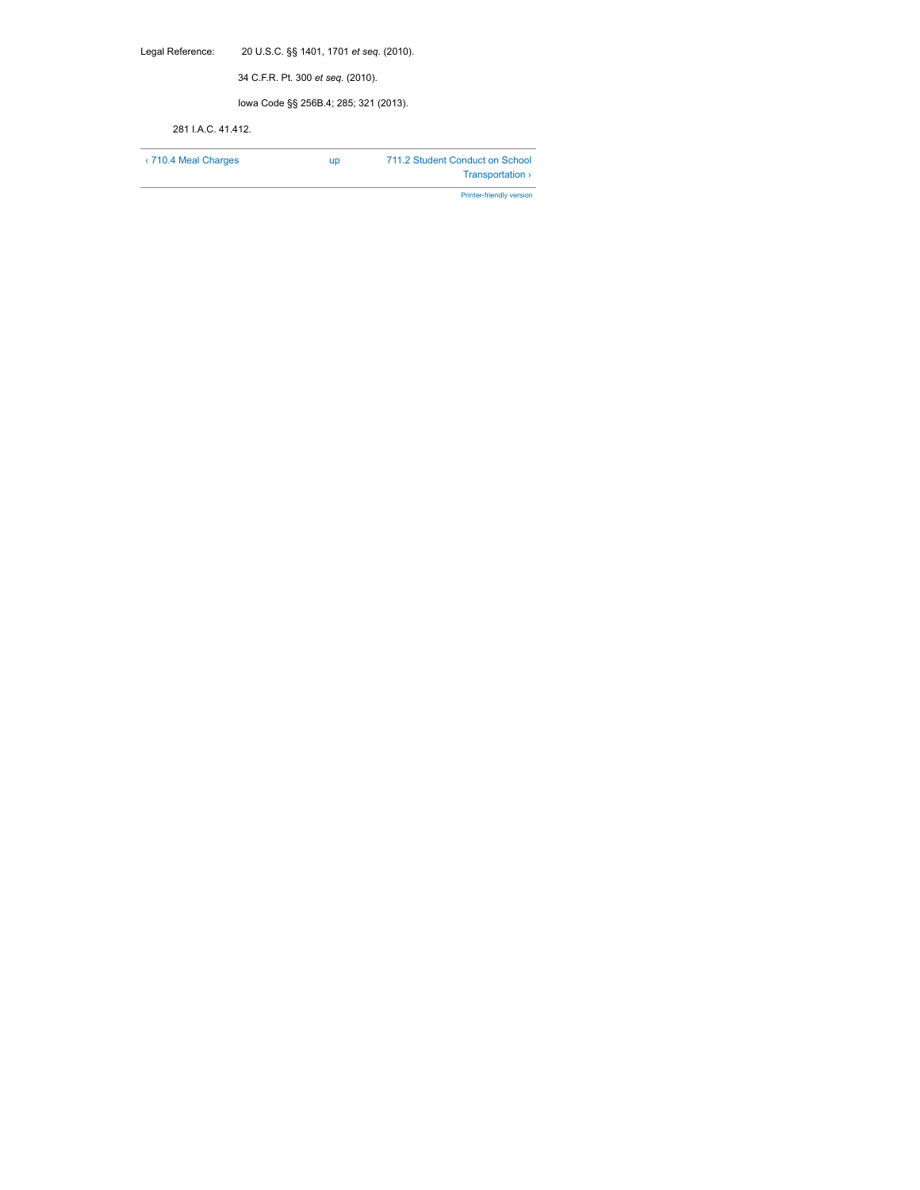Legal Reference: 20 U.S.C. §§ 1401, 1701 *et seq.* (2010).

34 C.F.R. Pt. 300 *et seq.* (2010).

Iowa Code §§ 256B.4; 285; 321 (2013).

281 I.A.C. 41.412.

‹ 710.4 Meal Charges | up | 711.2 Student Conduct on School Transportation ›

Printer-friendly version